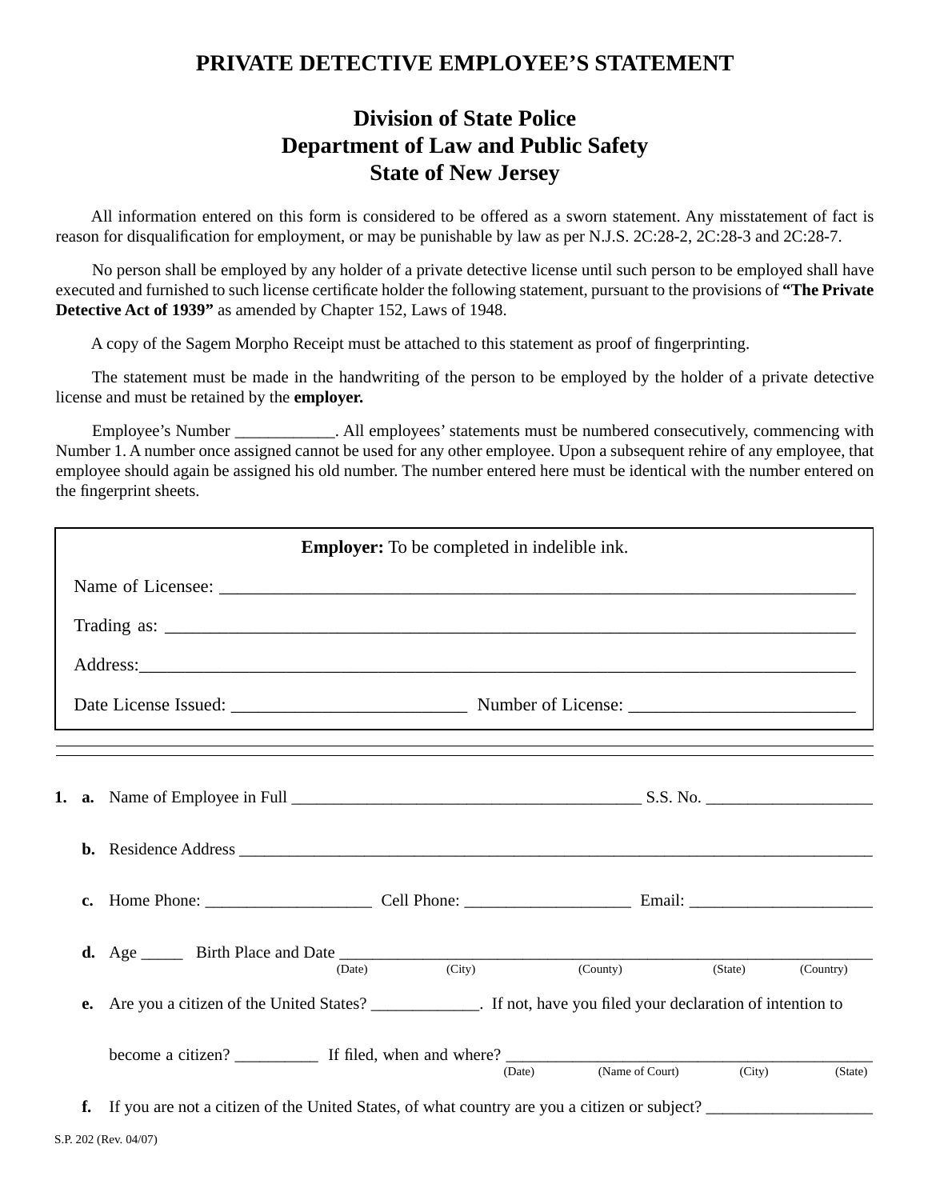# PRIVATE DETECTIVE EMPLOYEE'S STATEMENT

## Division of State Police
## Department of Law and Public Safety
## State of New Jersey

All information entered on this form is considered to be offered as a sworn statement. Any misstatement of fact is reason for disqualification for employment, or may be punishable by law as per N.J.S. 2C:28-2, 2C:28-3 and 2C:28-7.

No person shall be employed by any holder of a private detective license until such person to be employed shall have executed and furnished to such license certificate holder the following statement, pursuant to the provisions of **"The Private Detective Act of 1939"** as amended by Chapter 152, Laws of 1948.

A copy of the Sagem Morpho Receipt must be attached to this statement as proof of fingerprinting.

The statement must be made in the handwriting of the person to be employed by the holder of a private detective license and must be retained by the **employer.**

Employee's Number ____________. All employees' statements must be numbered consecutively, commencing with Number 1. A number once assigned cannot be used for any other employee. Upon a subsequent rehire of any employee, that employee should again be assigned his old number. The number entered here must be identical with the number entered on the fingerprint sheets.

**Employer:** To be completed in indelible ink.

Name of Licensee: ______________________________________________________________________

Trading as: ____________________________________________________________________________

Address:_______________________________________________________________________________

Date License Issued: _________________________ Number of License: _________________________

---

**1. a.** Name of Employee in Full __________________________________________ S.S. No. ___________________

**b.** Residence Address ________________________________________________________________________

**c.** Home Phone: ___________________ Cell Phone: ___________________ Email: _____________________

**d.** Age _____ Birth Place and Date ______________________________________________________________
(Date) (City) (County) (State) (Country)

**e.** Are you a citizen of the United States? _____________. If not, have you filed your declaration of intention to become a citizen? __________ If filed, when and where? _____________________________________________
(Date) (Name of Court) (City) (State)

**f.** If you are not a citizen of the United States, of what country are you a citizen or subject? ___________________

S.P. 202 (Rev. 04/07)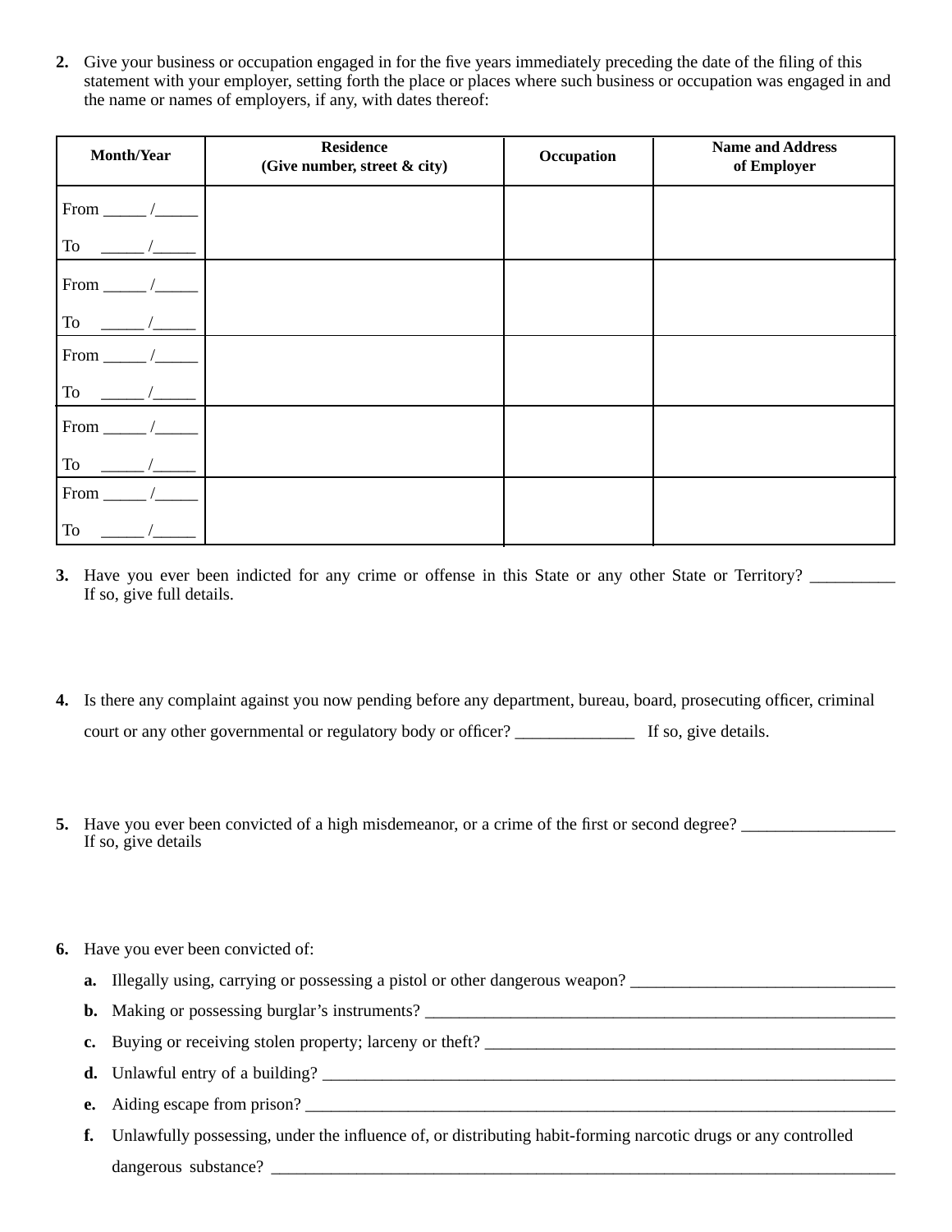2. Give your business or occupation engaged in for the five years immediately preceding the date of the filing of this statement with your employer, setting forth the place or places where such business or occupation was engaged in and the name or names of employers, if any, with dates thereof:

| Month/Year | Residence (Give number, street & city) | Occupation | Name and Address of Employer |
|---|---|---|---|
| From _____ /_____ To _____ /_____ | | | |
| From _____ /_____ To _____ /_____ | | | |
| From _____ /_____ To _____ /_____ | | | |
| From _____ /_____ To _____ /_____ | | | |
| From _____ /_____ To _____ /_____ | | | |

3. Have you ever been indicted for any crime or offense in this State or any other State or Territory? __________ If so, give full details.

4. Is there any complaint against you now pending before any department, bureau, board, prosecuting officer, criminal court or any other governmental or regulatory body or officer? ______________ If so, give details.

5. Have you ever been convicted of a high misdemeanor, or a crime of the first or second degree? __________________ If so, give details

6. Have you ever been convicted of:

   a. Illegally using, carrying or possessing a pistol or other dangerous weapon? _______________________________

   b. Making or possessing burglar's instruments? _________________________________________________________

   c. Buying or receiving stolen property; larceny or theft? ___________________________________________________

   d. Unlawful entry of a building? ______________________________________________________________________

   e. Aiding escape from prison? ________________________________________________________________________

   f. Unlawfully possessing, under the influence of, or distributing habit-forming narcotic drugs or any controlled dangerous substance? ____________________________________________________________________________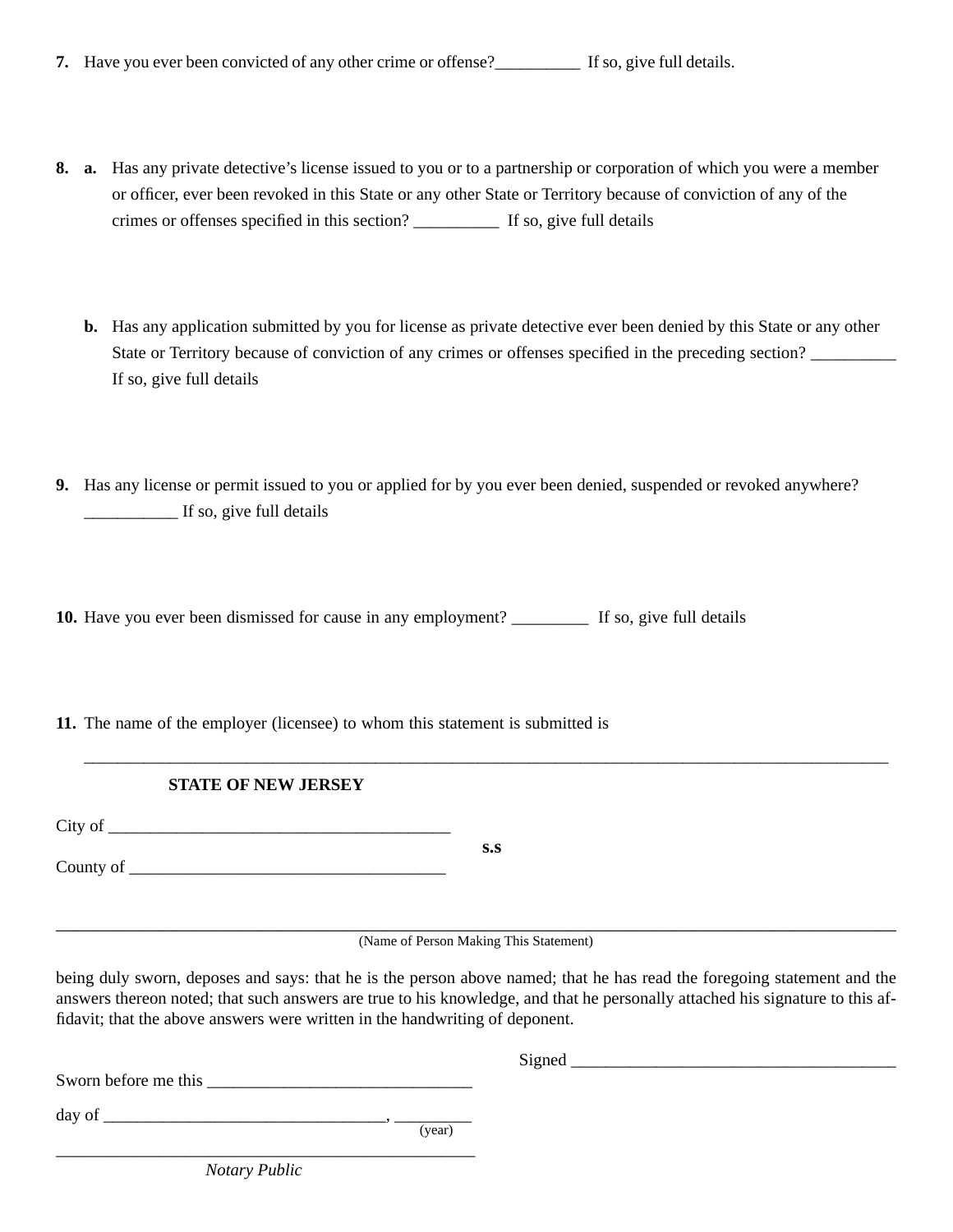**7.** Have you ever been convicted of any other crime or offense?__________ If so, give full details.

**8.** **a.** Has any private detective's license issued to you or to a partnership or corporation of which you were a member or officer, ever been revoked in this State or any other State or Territory because of conviction of any of the crimes or offenses specified in this section? __________ If so, give full details

**b.** Has any application submitted by you for license as private detective ever been denied by this State or any other State or Territory because of conviction of any crimes or offenses specified in the preceding section? __________ If so, give full details

**9.** Has any license or permit issued to you or applied for by you ever been denied, suspended or revoked anywhere? ___________ If so, give full details

**10.** Have you ever been dismissed for cause in any employment? _________ If so, give full details

**11.** The name of the employer (licensee) to whom this statement is submitted is

______________________________________________________________________________________

**STATE OF NEW JERSEY**

City of ________________________________________

**s.s**

County of _____________________________________

______________________________________________________________________________________

(Name of Person Making This Statement)

being duly sworn, deposes and says: that he is the person above named; that he has read the foregoing statement and the answers thereon noted; that such answers are true to his knowledge, and that he personally attached his signature to this affidavit; that the above answers were written in the handwriting of deponent.

Signed ______________________________________

Sworn before me this _______________________________

day of _________________________________, _________
(year)

__________________________________________________
*Notary Public*